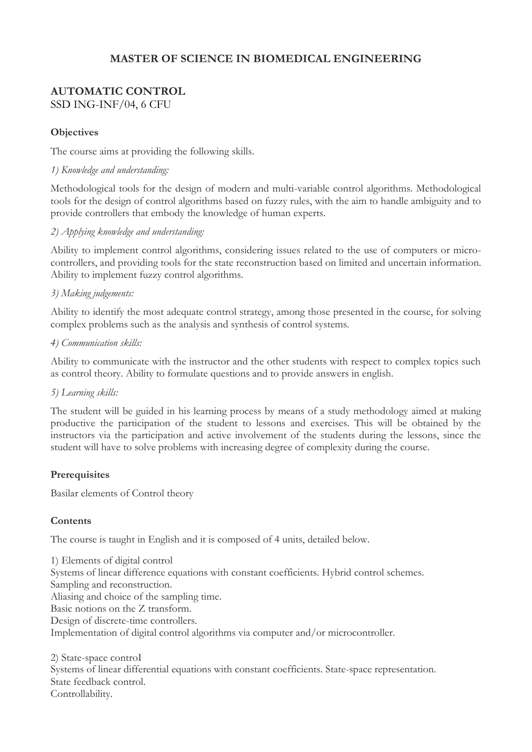# MASTER OF SCIENCE IN BIOMEDICAL ENGINEERING

## AUTOMATIC CONTROL

SSD ING-INF/04, 6 CFU

### Objectives

The course aims at providing the following skills.

*1) Knowledge and understanding:*

Methodological tools for the design of modern and multi-variable control algorithms. Methodological tools for the design of control algorithms based on fuzzy rules, with the aim to handle ambiguity and to provide controllers that embody the knowledge of human experts.

*2) Applying knowledge and understanding:*

Ability to implement control algorithms, considering issues related to the use of computers or micro-controllers, and providing tools for the state reconstruction based on limited and uncertain information. Ability to implement fuzzy control algorithms.

*3) Making judgements:*

Ability to identify the most adequate control strategy, among those presented in the course, for solving complex problems such as the analysis and synthesis of control systems.

*4) Communication skills:*

Ability to communicate with the instructor and the other students with respect to complex topics such as control theory. Ability to formulate questions and to provide answers in english.

*5) Learning skills:*

The student will be guided in his learning process by means of a study methodology aimed at making productive the participation of the student to lessons and exercises. This will be obtained by the instructors via the participation and active involvement of the students during the lessons, since the student will have to solve problems with increasing degree of complexity during the course.

### Prerequisites

Basilar elements of Control theory

### Contents

The course is taught in English and it is composed of 4 units, detailed below.

1) Elements of digital control
Systems of linear difference equations with constant coefficients. Hybrid control schemes.
Sampling and reconstruction.
Aliasing and choice of the sampling time.
Basic notions on the Z transform.
Design of discrete-time controllers.
Implementation of digital control algorithms via computer and/or microcontroller.

2) State-space controI
Systems of linear differential equations with constant coefficients. State-space representation.
State feedback control.
Controllability.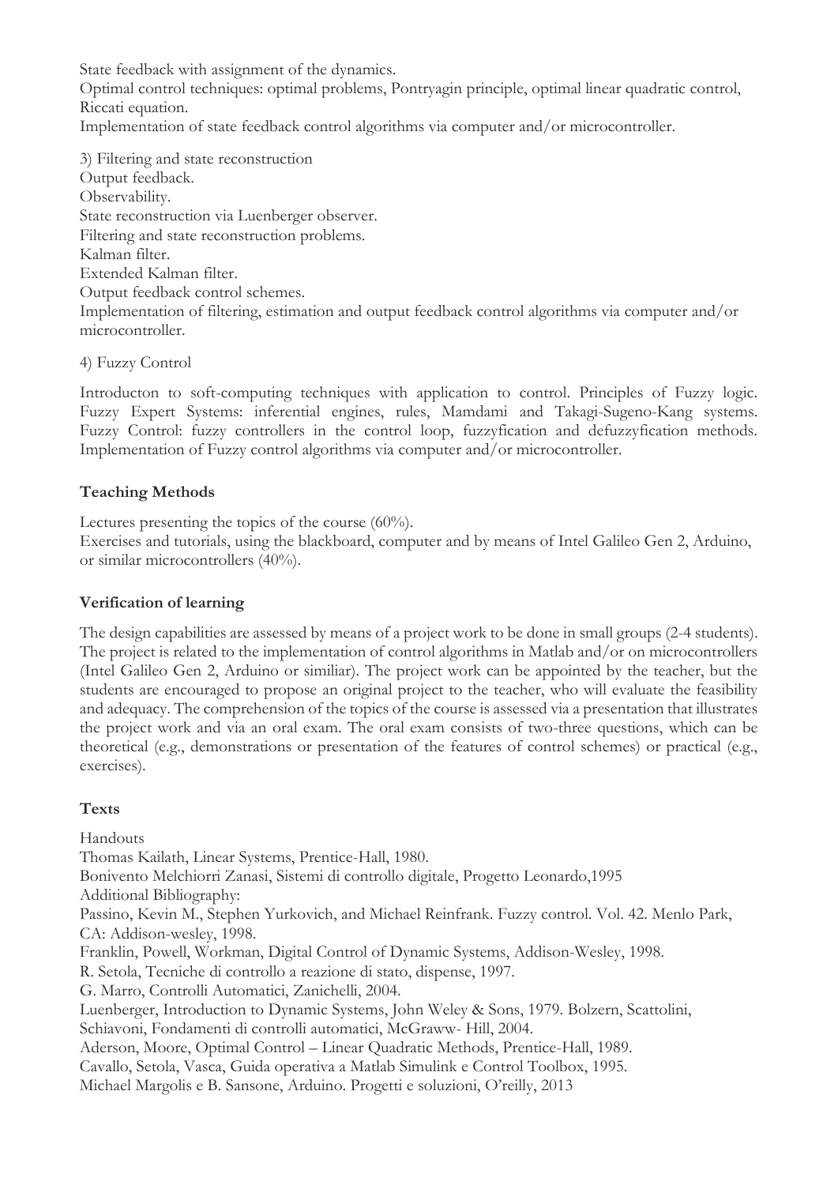State feedback with assignment of the dynamics.
Optimal control techniques: optimal problems, Pontryagin principle, optimal linear quadratic control, Riccati equation.
Implementation of state feedback control algorithms via computer and/or microcontroller.

3) Filtering and state reconstruction
Output feedback.
Observability.
State reconstruction via Luenberger observer.
Filtering and state reconstruction problems.
Kalman filter.
Extended Kalman filter.
Output feedback control schemes.
Implementation of filtering, estimation and output feedback control algorithms via computer and/or microcontroller.

4) Fuzzy Control

Introducton to soft-computing techniques with application to control. Principles of Fuzzy logic. Fuzzy Expert Systems: inferential engines, rules, Mamdami and Takagi-Sugeno-Kang systems. Fuzzy Control: fuzzy controllers in the control loop, fuzzyfication and defuzzyfication methods. Implementation of Fuzzy control algorithms via computer and/or microcontroller.

**Teaching Methods**

Lectures presenting the topics of the course (60%).
Exercises and tutorials, using the blackboard, computer and by means of Intel Galileo Gen 2, Arduino, or similar microcontrollers (40%).

**Verification of learning**

The design capabilities are assessed by means of a project work to be done in small groups (2-4 students). The project is related to the implementation of control algorithms in Matlab and/or on microcontrollers (Intel Galileo Gen 2, Arduino or similiar). The project work can be appointed by the teacher, but the students are encouraged to propose an original project to the teacher, who will evaluate the feasibility and adequacy. The comprehension of the topics of the course is assessed via a presentation that illustrates the project work and via an oral exam. The oral exam consists of two-three questions, which can be theoretical (e.g., demonstrations or presentation of the features of control schemes) or practical (e.g., exercises).

**Texts**

Handouts
Thomas Kailath, Linear Systems, Prentice-Hall, 1980.
Bonivento Melchiorri Zanasi, Sistemi di controllo digitale, Progetto Leonardo,1995
Additional Bibliography:
Passino, Kevin M., Stephen Yurkovich, and Michael Reinfrank. Fuzzy control. Vol. 42. Menlo Park, CA: Addison-wesley, 1998.
Franklin, Powell, Workman, Digital Control of Dynamic Systems, Addison-Wesley, 1998.
R. Setola, Tecniche di controllo a reazione di stato, dispense, 1997.
G. Marro, Controlli Automatici, Zanichelli, 2004.
Luenberger, Introduction to Dynamic Systems, John Weley & Sons, 1979. Bolzern, Scattolini, Schiavoni, Fondamenti di controlli automatici, McGraww- Hill, 2004.
Aderson, Moore, Optimal Control – Linear Quadratic Methods, Prentice-Hall, 1989.
Cavallo, Setola, Vasca, Guida operativa a Matlab Simulink e Control Toolbox, 1995.
Michael Margolis e B. Sansone, Arduino. Progetti e soluzioni, O'reilly, 2013